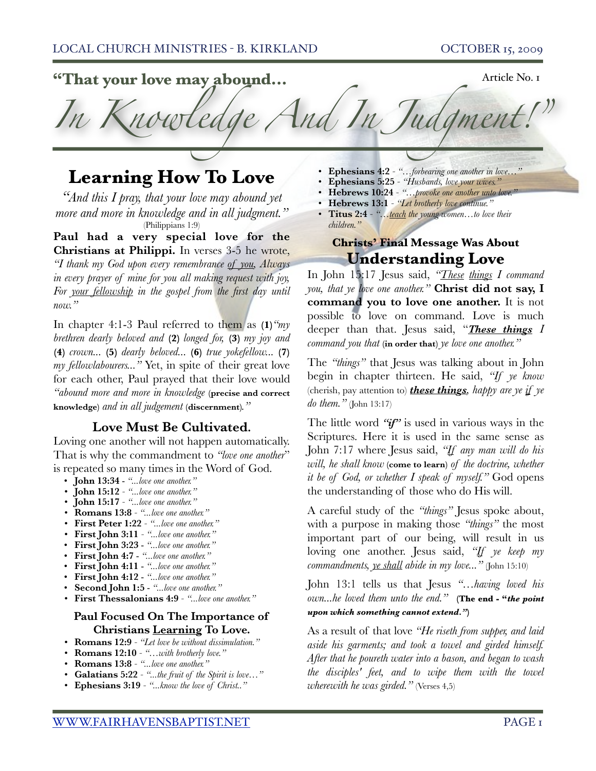“That your love may abound…

# *In Knowledge And In Judgment!”*

Article No. 1

## Learning How To Love

*“And this I pray, that your love may abound yet more and more in knowledge and in all judgment.”* (Philippians 1:9)

**Paul had a very special love for the Christians at Philippi.** In verses 3-5 he wrote, *“I thank my God upon every remembrance of you, Always in every prayer of mine for you all making request with joy, For your fellowship in the gospel from the first day until now.”*

In chapter 4:1-3 Paul referred to them as (**1**)*“my brethren dearly beloved and* (**2**) *longed for,* (**3**) *my joy and* (**4**) *crown...* (**5**) *dearly beloved...* (**6**) *true yokefellow...* (**7**) *my fellowlabourers...”* Yet, in spite of their great love for each other, Paul prayed that their love would *“abound more and more in knowledge* (**precise and correct knowledge**) *and in all judgement* (**discernment**)*.”*

### Love Must Be Cultivated.

Loving one another will not happen automatically. That is why the commandment to *“love one another”* is repeated so many times in the Word of God.

- **John 13:34** - *“...love one another.”*
- **John 15:12** - *“...love one another.”*
- **John 15:17** - *“...love one another.”*
- **Romans 13:8** - *“...love one another.”*
- **First Peter 1:22** - *“...love one another.”*
- **First John 3:11** - *“...love one another.”*
- **First John 3:23** - *“...love one another.”*
- **First John 4:7** - *“...love one another.”*
- **First John 4:11** - *“...love one another.”*
- **First John 4:12** - *“...love one another.”*
- **Second John 1:5** - *“...love one another.”*
- **First Thessalonians 4:9** - *“...love one another.”*

### Paul Focused On The Importance of Christians Learning To Love.

- **Romans 12:9** - *“Let love be without dissimulation.”*
- **Romans 12:10** - *“…with brotherly love.”*
- **Romans 13:8** - *“...love one another.”*
- **Galatians 5:22** - *“...the fruit of the Spirit is love…”*
- **Ephesians 3:19** - *“...know the love of Christ..”*
- **Ephesians 4:2** - *“…forbearing one another in love…”*
- **Ephesians 5:25** - *“Husbands, love your wives.”*
- **Hebrews 10:24** - *“…provoke one another unto love.”*
- **Hebrews 13:1** - *“Let brotherly love continue.”*
- **Titus 2:4** - *“…teach the young women…to love their children.”*

### Christs’ Final Message Was About Understanding Love

In John 15:17 Jesus said, *“These things I command you, that ye love one another.”* **Christ did not say, I command you to love one another.** It is not possible to love on command. Love is much deeper than that. Jesus said, “***These things*** *I command you that* (**in order that**) *ye love one another.”*

The *“things”* that Jesus was talking about in John begin in chapter thirteen. He said, *“If ye know* (cherish, pay attention to) ***these things****, happy are ye if ye do them.”* (John 13:17)

The little word ***“if”*** is used in various ways in the Scriptures. Here it is used in the same sense as John 7:17 where Jesus said, *“If any man will do his will, he shall know* (**come to learn**) *of the doctrine, whether it be of God, or whether I speak of myself.”* God opens the understanding of those who do His will.

A careful study of the *“things”* Jesus spoke about, with a purpose in making those *“things”* the most important part of our being, will result in us loving one another. Jesus said, *“If ye keep my commandments, ye shall abide in my love...”* (John 15:10)

John 13:1 tells us that Jesus *“…having loved his own...he loved them unto the end.”* (**The end - “*the point upon which something cannot extend.”***)

As a result of that love *“He riseth from supper, and laid aside his garments; and took a towel and girded himself. After that he poureth water into a bason, and began to wash the disciples' feet, and to wipe them with the towel wherewith he was girded.”* (Verses 4,5)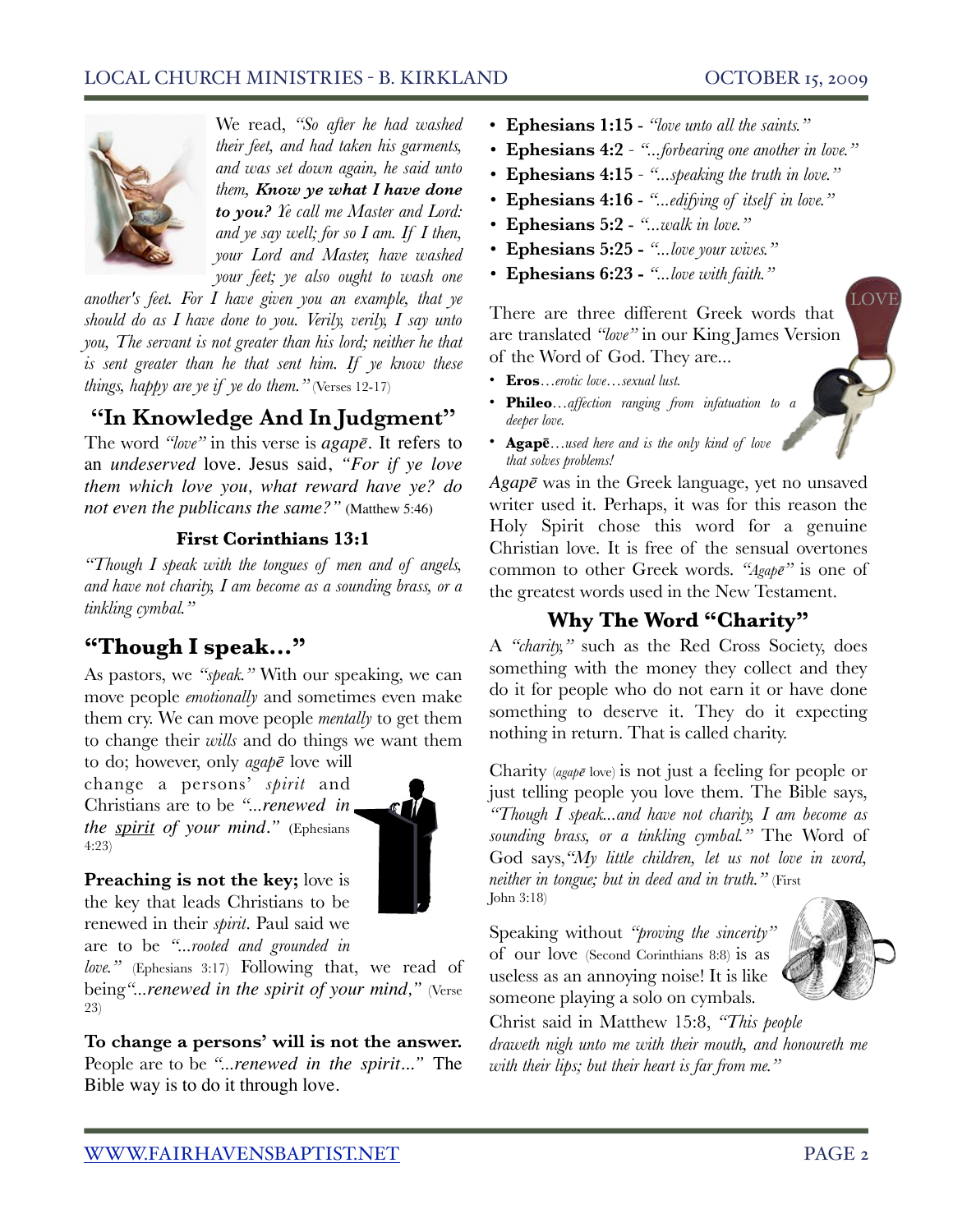We read, *"So after he had washed their feet, and had taken his garments, and was set down again, he said unto them, **Know ye what I have done to you?** Ye call me Master and Lord: and ye say well; for so I am. If I then, your Lord and Master, have washed your feet; ye also ought to wash one another's feet. For I have given you an example, that ye should do as I have done to you. Verily, verily, I say unto you, The servant is not greater than his lord; neither he that is sent greater than he that sent him. If ye know these things, happy are ye if ye do them."* (Verses 12-17)

## "In Knowledge And In Judgment"

The word *"love"* in this verse is *agapē*. It refers to an *undeserved* love. Jesus said, *"For if ye love them which love you, what reward have ye? do not even the publicans the same?"* (Matthew 5:46)

### First Corinthians 13:1

*"Though I speak with the tongues of men and of angels, and have not charity, I am become as a sounding brass, or a tinkling cymbal."*

## "Though I speak..."

As pastors, we *"speak."* With our speaking, we can move people *emotionally* and sometimes even make them cry. We can move people *mentally* to get them to change their *wills* and do things we want them to do; however, only *agapē* love will change a persons' *spirit* and Christians are to be *"...renewed in the spirit of your mind."* (Ephesians 4:23)

**Preaching is not the key;** love is the key that leads Christians to be renewed in their *spirit*. Paul said we are to be *"...rooted and grounded in love."* (Ephesians 3:17) Following that, we read of being *"...renewed in the spirit of your mind,"* (Verse 23)

**To change a persons' will is not the answer.** People are to be *"...renewed in the spirit..."* The Bible way is to do it through love.

- **Ephesians 1:15** - *"love unto all the saints."*
- **Ephesians 4:2** - *"...forbearing one another in love."*
- **Ephesians 4:15** - *"...speaking the truth in love."*
- **Ephesians 4:16** - *"...edifying of itself in love."*
- **Ephesians 5:2** - *"...walk in love."*
- **Ephesians 5:25** - *"...love your wives."*
- **Ephesians 6:23** - *"...love with faith."*

There are three different Greek words that are translated *"love"* in our King James Version of the Word of God. They are...

- **Eros**...*erotic love...sexual lust.*
- **Phileo**...*affection ranging from infatuation to a deeper love.*
- **Agapē**...*used here and is the only kind of love that solves problems!*

*Agapē* was in the Greek language, yet no unsaved writer used it. Perhaps, it was for this reason the Holy Spirit chose this word for a genuine Christian love. It is free of the sensual overtones common to other Greek words. *"Agapē"* is one of the greatest words used in the New Testament.

## Why The Word "Charity"

A *"charity,"* such as the Red Cross Society, does something with the money they collect and they do it for people who do not earn it or have done something to deserve it. They do it expecting nothing in return. That is called charity.

Charity (*agapē* love) is not just a feeling for people or just telling people you love them. The Bible says, *"Though I speak...and have not charity, I am become as sounding brass, or a tinkling cymbal."* The Word of God says, *"My little children, let us not love in word, neither in tongue; but in deed and in truth."* (First John 3:18)

Speaking without *"proving the sincerity"* of our love (Second Corinthians 8:8) is as useless as an annoying noise! It is like someone playing a solo on cymbals.

Christ said in Matthew 15:8, *"This people draweth nigh unto me with their mouth, and honoureth me with their lips; but their heart is far from me."*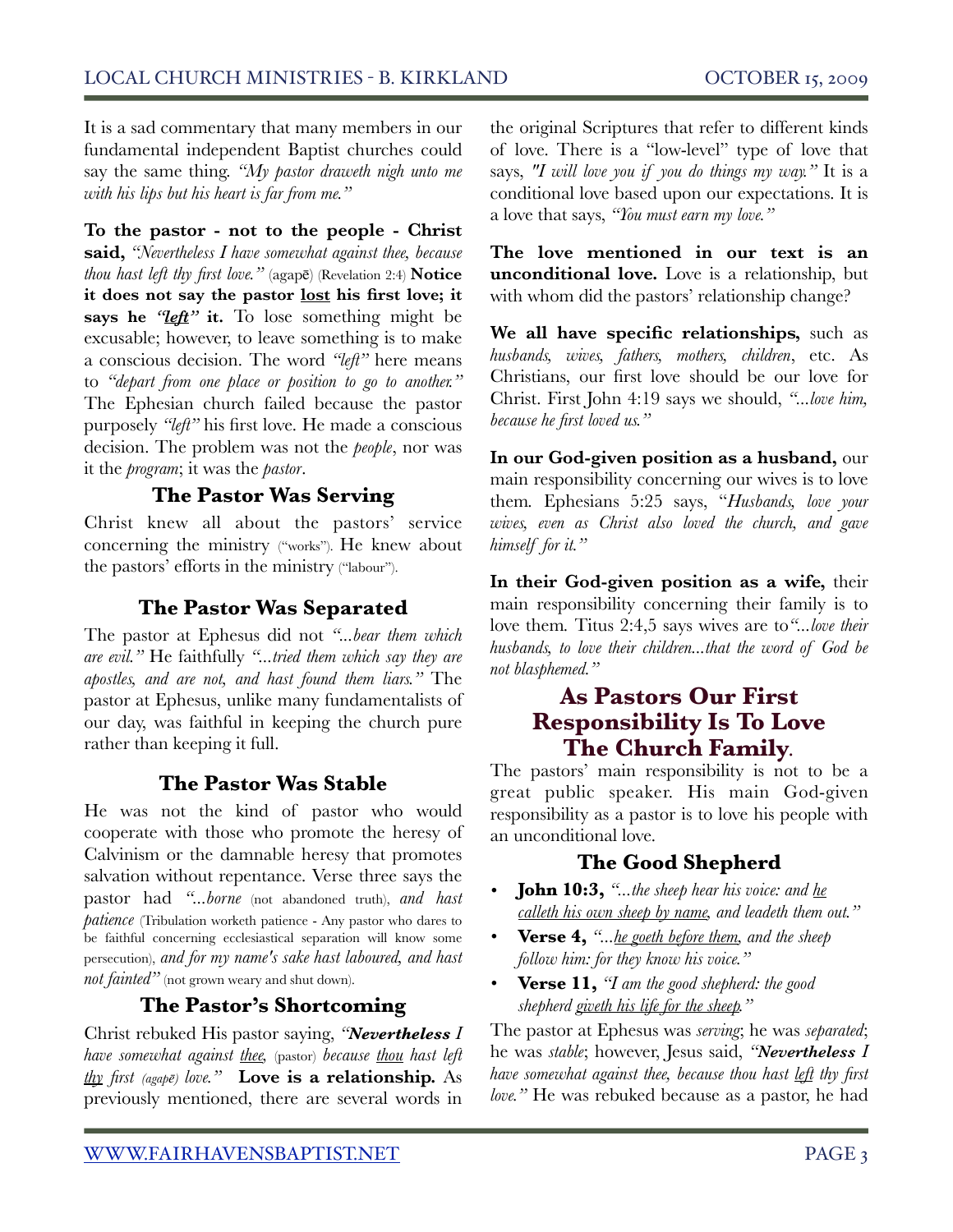It is a sad commentary that many members in our fundamental independent Baptist churches could say the same thing. *"My pastor draweth nigh unto me with his lips but his heart is far from me."*

**To the pastor - not to the people - Christ said,** *"Nevertheless I have somewhat against thee, because thou hast left thy first love."* (agapē) (Revelation 2:4) **Notice it does not say the pastor <u>lost</u> his first love; it says he *"<u>left</u>"* it.** To lose something might be excusable; however, to leave something is to make a conscious decision. The word *"left"* here means to *"depart from one place or position to go to another."* The Ephesian church failed because the pastor purposely *"left"* his first love. He made a conscious decision. The problem was not the *people*, nor was it the *program*; it was the *pastor*.

### The Pastor Was Serving

Christ knew all about the pastors' service concerning the ministry ("works"). He knew about the pastors' efforts in the ministry ("labour").

### The Pastor Was Separated

The pastor at Ephesus did not *"...bear them which are evil."* He faithfully *"...tried them which say they are apostles, and are not, and hast found them liars."* The pastor at Ephesus, unlike many fundamentalists of our day, was faithful in keeping the church pure rather than keeping it full.

### The Pastor Was Stable

He was not the kind of pastor who would cooperate with those who promote the heresy of Calvinism or the damnable heresy that promotes salvation without repentance. Verse three says the pastor had *"...borne* (not abandoned truth), *and hast patience* (Tribulation worketh patience - Any pastor who dares to be faithful concerning ecclesiastical separation will know some persecution), *and for my name's sake hast laboured, and hast not fainted"* (not grown weary and shut down).

### The Pastor's Shortcoming

Christ rebuked His pastor saying, *"**Nevertheless** I have somewhat against <u>thee</u>,* (pastor) *because <u>thou</u> hast left <u>thy</u> first (agapē) love."* **Love is a relationship.** As previously mentioned, there are several words in the original Scriptures that refer to different kinds of love. There is a "low-level" type of love that says, *"I will love you if you do things my way."* It is a conditional love based upon our expectations. It is a love that says, *"You must earn my love."*

**The love mentioned in our text is an unconditional love.** Love is a relationship, but with whom did the pastors' relationship change?

**We all have specific relationships,** such as *husbands, wives, fathers, mothers, children*, etc. As Christians, our first love should be our love for Christ. First John 4:19 says we should, *"...love him, because he first loved us."*

**In our God-given position as a husband,** our main responsibility concerning our wives is to love them. Ephesians 5:25 says, "*Husbands, love your wives, even as Christ also loved the church, and gave himself for it."*

**In their God-given position as a wife,** their main responsibility concerning their family is to love them. Titus 2:4,5 says wives are to *"...love their husbands, to love their children...that the word of God be not blasphemed."*

## As Pastors Our First Responsibility Is To Love The Church Family.

The pastors' main responsibility is not to be a great public speaker. His main God-given responsibility as a pastor is to love his people with an unconditional love.

### The Good Shepherd

- **John 10:3,** *"...the sheep hear his voice: and <u>he calleth his own sheep by name</u>, and leadeth them out."*
- **Verse 4,** *"...<u>he goeth before them</u>, and the sheep follow him: for they know his voice."*
- **Verse 11,** *"I am the good shepherd: the good shepherd <u>giveth his life for the sheep</u>."*

The pastor at Ephesus was *serving*; he was *separated*; he was *stable*; however, Jesus said, *"**Nevertheless** I have somewhat against thee, because thou hast <u>left</u> thy first love."* He was rebuked because as a pastor, he had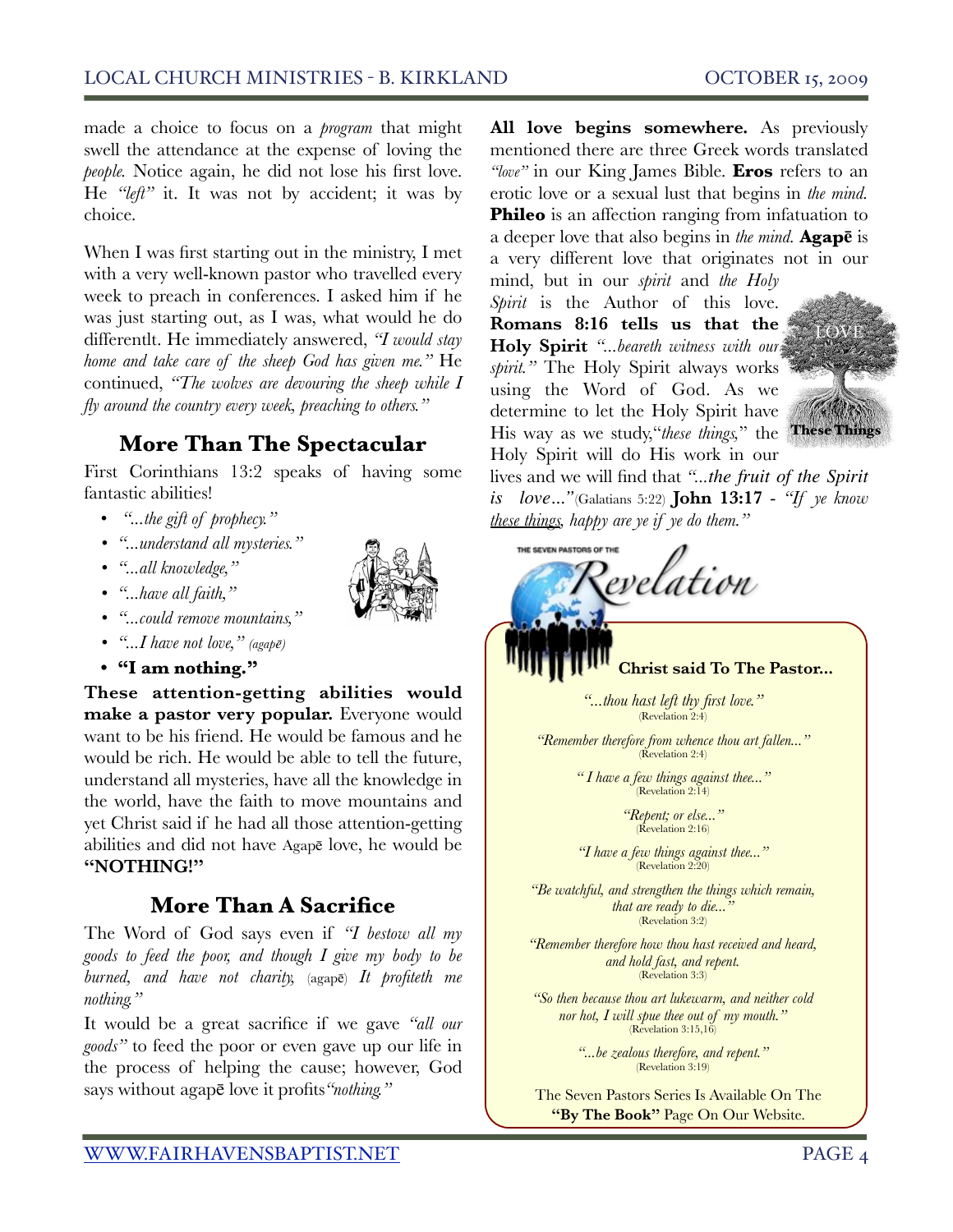made a choice to focus on a *program* that might swell the attendance at the expense of loving the *people.* Notice again, he did not lose his first love. He *"left"* it. It was not by accident; it was by choice.

When I was first starting out in the ministry, I met with a very well-known pastor who travelled every week to preach in conferences. I asked him if he was just starting out, as I was, what would he do differentlt. He immediately answered, *"I would stay home and take care of the sheep God has given me."* He continued, *"The wolves are devouring the sheep while I fly around the country every week, preaching to others."*

## More Than The Spectacular

First Corinthians 13:2 speaks of having some fantastic abilities!

- *"...the gift of prophecy."*
- *"...understand all mysteries."*
- *"...all knowledge,"*
- *"...have all faith,"*
- *"...could remove mountains,"*
- *"...I have not love,"* *(agapē)*
- **"I am nothing."**

**These attention-getting abilities would make a pastor very popular.** Everyone would want to be his friend. He would be famous and he would be rich. He would be able to tell the future, understand all mysteries, have all the knowledge in the world, have the faith to move mountains and yet Christ said if he had all those attention-getting abilities and did not have Agapē love, he would be **"NOTHING!"**

## More Than A Sacrifice

The Word of God says even if *"I bestow all my goods to feed the poor, and though I give my body to be burned, and have not charity,* (agapē) *It profiteth me nothing."*

It would be a great sacrifice if we gave *"all our goods"* to feed the poor or even gave up our life in the process of helping the cause; however, God says without agapē love it profits*"nothing."*

**All love begins somewhere.** As previously mentioned there are three Greek words translated *"love"* in our King James Bible. **Eros** refers to an erotic love or a sexual lust that begins in *the mind.* **Phileo** is an affection ranging from infatuation to a deeper love that also begins in *the mind.* **Agapē** is a very different love that originates not in our mind, but in our *spirit* and *the Holy Spirit* is the Author of this love. **Romans 8:16 tells us that the Holy Spirit** *"...beareth witness with our spirit."* The Holy Spirit always works using the Word of God. As we determine to let the Holy Spirit have His way as we study,*"these things,"* the Holy Spirit will do His work in our lives and we will find that *"...the fruit of the Spirit is love..."*(Galatians 5:22) **John 13:17** - *"If ye know these things, happy are ye if ye do them."*

LOVE

These Things

THE SEVEN PASTORS OF THE

Revelation

**Christ said To The Pastor...**

*"...thou hast left thy first love."*
(Revelation 2:4)

*"Remember therefore from whence thou art fallen..."*
(Revelation 2:4)

*" I have a few things against thee..."*
(Revelation 2:14)

*"Repent; or else..."*
(Revelation 2:16)

*"I have a few things against thee..."*
(Revelation 2:20)

*"Be watchful, and strengthen the things which remain, that are ready to die..."*
(Revelation 3:2)

*"Remember therefore how thou hast received and heard, and hold fast, and repent.*
(Revelation 3:3)

*"So then because thou art lukewarm, and neither cold nor hot, I will spue thee out of my mouth."*
(Revelation 3:15,16)

*"...be zealous therefore, and repent."*
(Revelation 3:19)

The Seven Pastors Series Is Available On The **"By The Book"** Page On Our Website.